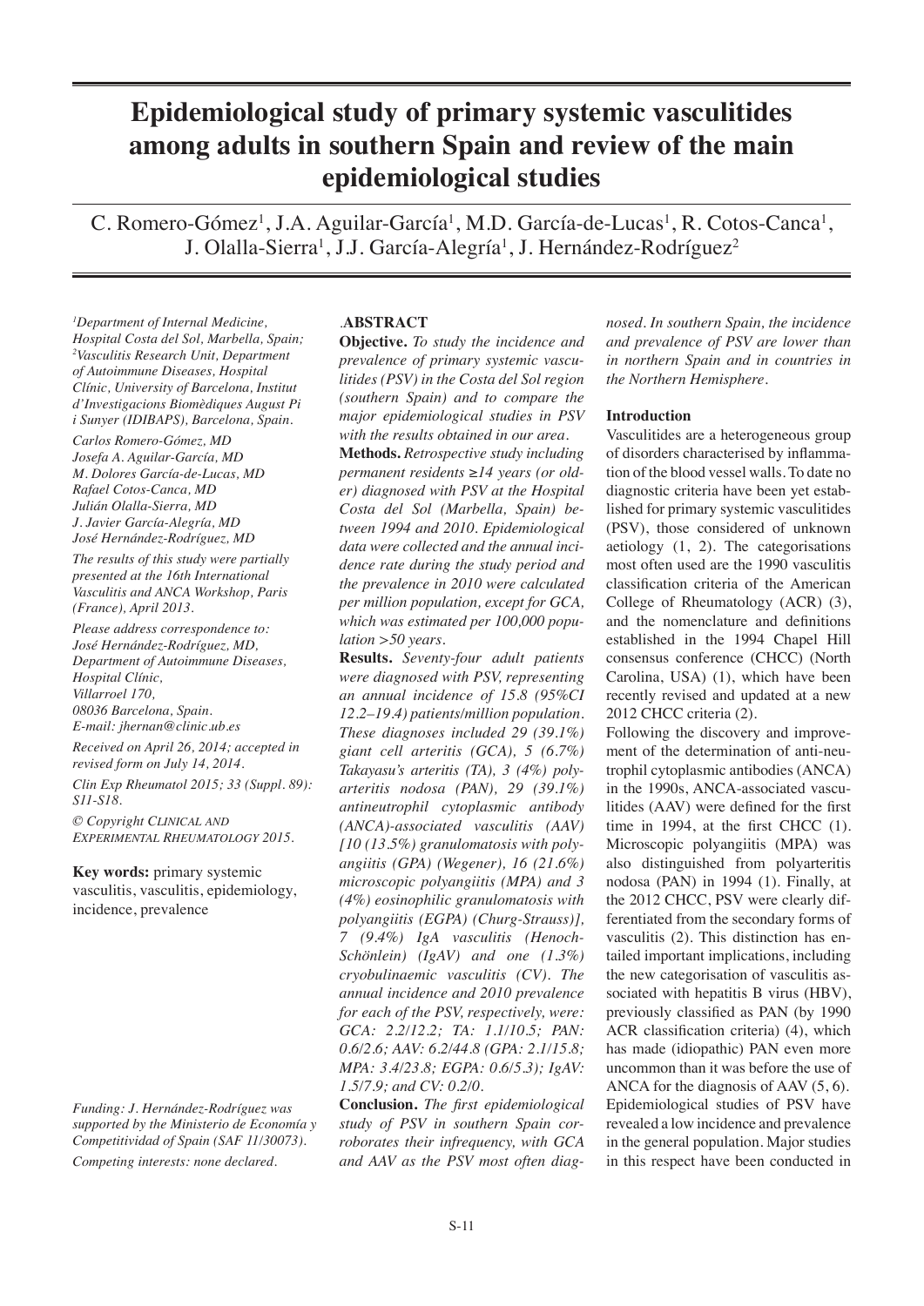# Epidemiological study of primary systemic vasculitides among adults in southern Spain and review of the main epidemiological studies

C. Romero-Gómez[1], J.A. Aguilar-García[1], M.D. García-de-Lucas[1], R. Cotos-Canca[1], J. Olalla-Sierra[1], J.J. García-Alegría[1], J. Hernández-Rodríguez[2]

*[1]Department of Internal Medicine, Hospital Costa del Sol, Marbella, Spain; [2]Vasculitis Research Unit, Department of Autoimmune Diseases, Hospital Clínic, University of Barcelona, Institut d'Investigacions Biomèdiques August Pi i Sunyer (IDIBAPS), Barcelona, Spain.*

*Carlos Romero-Gómez, MD*
*Josefa A. Aguilar-García, MD*
*M. Dolores García-de-Lucas, MD*
*Rafael Cotos-Canca, MD*
*Julián Olalla-Sierra, MD*
*J. Javier García-Alegría, MD*
*José Hernández-Rodríguez, MD*

*The results of this study were partially presented at the 16th International Vasculitis and ANCA Workshop, Paris (France), April 2013.*

*Please address correspondence to: José Hernández-Rodríguez, MD, Department of Autoimmune Diseases, Hospital Clínic, Villarroel 170, 08036 Barcelona, Spain. E-mail: jhernan@clinic.ub.es*

*Received on April 26, 2014; accepted in revised form on July 14, 2014.*

*Clin Exp Rheumatol 2015; 33 (Suppl. 89): S11-S18.*

*© Copyright Clinical and Experimental Rheumatology 2015.*

**Key words:** primary systemic vasculitis, vasculitis, epidemiology, incidence, prevalence

*Funding: J. Hernández-Rodríguez was supported by the Ministerio de Economía y Competitividad of Spain (SAF 11/30073).*

*Competing interests: none declared.*

## ABSTRACT

**Objective.** *To study the incidence and prevalence of primary systemic vasculitides (PSV) in the Costa del Sol region (southern Spain) and to compare the major epidemiological studies in PSV with the results obtained in our area.*

**Methods.** *Retrospective study including permanent residents ≥14 years (or older) diagnosed with PSV at the Hospital Costa del Sol (Marbella, Spain) between 1994 and 2010. Epidemiological data were collected and the annual incidence rate during the study period and the prevalence in 2010 were calculated per million population, except for GCA, which was estimated per 100,000 population >50 years.*

**Results.** *Seventy-four adult patients were diagnosed with PSV, representing an annual incidence of 15.8 (95%CI 12.2–19.4) patients/million population. These diagnoses included 29 (39.1%) giant cell arteritis (GCA), 5 (6.7%) Takayasu's arteritis (TA), 3 (4%) polyarteritis nodosa (PAN), 29 (39.1%) antineutrophil cytoplasmic antibody (ANCA)-associated vasculitis (AAV) [10 (13.5%) granulomatosis with polyangiitis (GPA) (Wegener), 16 (21.6%) microscopic polyangiitis (MPA) and 3 (4%) eosinophilic granulomatosis with polyangiitis (EGPA) (Churg-Strauss)], 7 (9.4%) IgA vasculitis (Henoch-Schönlein) (IgAV) and one (1.3%) cryobulinaemic vasculitis (CV). The annual incidence and 2010 prevalence for each of the PSV, respectively, were: GCA: 2.2/12.2; TA: 1.1/10.5; PAN: 0.6/2.6; AAV: 6.2/44.8 (GPA: 2.1/15.8; MPA: 3.4/23.8; EGPA: 0.6/5.3); IgAV: 1.5/7.9; and CV: 0.2/0.*

**Conclusion.** *The first epidemiological study of PSV in southern Spain corroborates their infrequency, with GCA and AAV as the PSV most often diagnosed. In southern Spain, the incidence and prevalence of PSV are lower than in northern Spain and in countries in the Northern Hemisphere.*

## Introduction

Vasculitides are a heterogeneous group of disorders characterised by inflammation of the blood vessel walls. To date no diagnostic criteria have been yet established for primary systemic vasculitides (PSV), those considered of unknown aetiology (1, 2). The categorisations most often used are the 1990 vasculitis classification criteria of the American College of Rheumatology (ACR) (3), and the nomenclature and definitions established in the 1994 Chapel Hill consensus conference (CHCC) (North Carolina, USA) (1), which have been recently revised and updated at a new 2012 CHCC criteria (2).

Following the discovery and improvement of the determination of anti-neutrophil cytoplasmic antibodies (ANCA) in the 1990s, ANCA-associated vasculitides (AAV) were defined for the first time in 1994, at the first CHCC (1). Microscopic polyangiitis (MPA) was also distinguished from polyarteritis nodosa (PAN) in 1994 (1). Finally, at the 2012 CHCC, PSV were clearly differentiated from the secondary forms of vasculitis (2). This distinction has entailed important implications, including the new categorisation of vasculitis associated with hepatitis B virus (HBV), previously classified as PAN (by 1990 ACR classification criteria) (4), which has made (idiopathic) PAN even more uncommon than it was before the use of ANCA for the diagnosis of AAV (5, 6).

Epidemiological studies of PSV have revealed a low incidence and prevalence in the general population. Major studies in this respect have been conducted in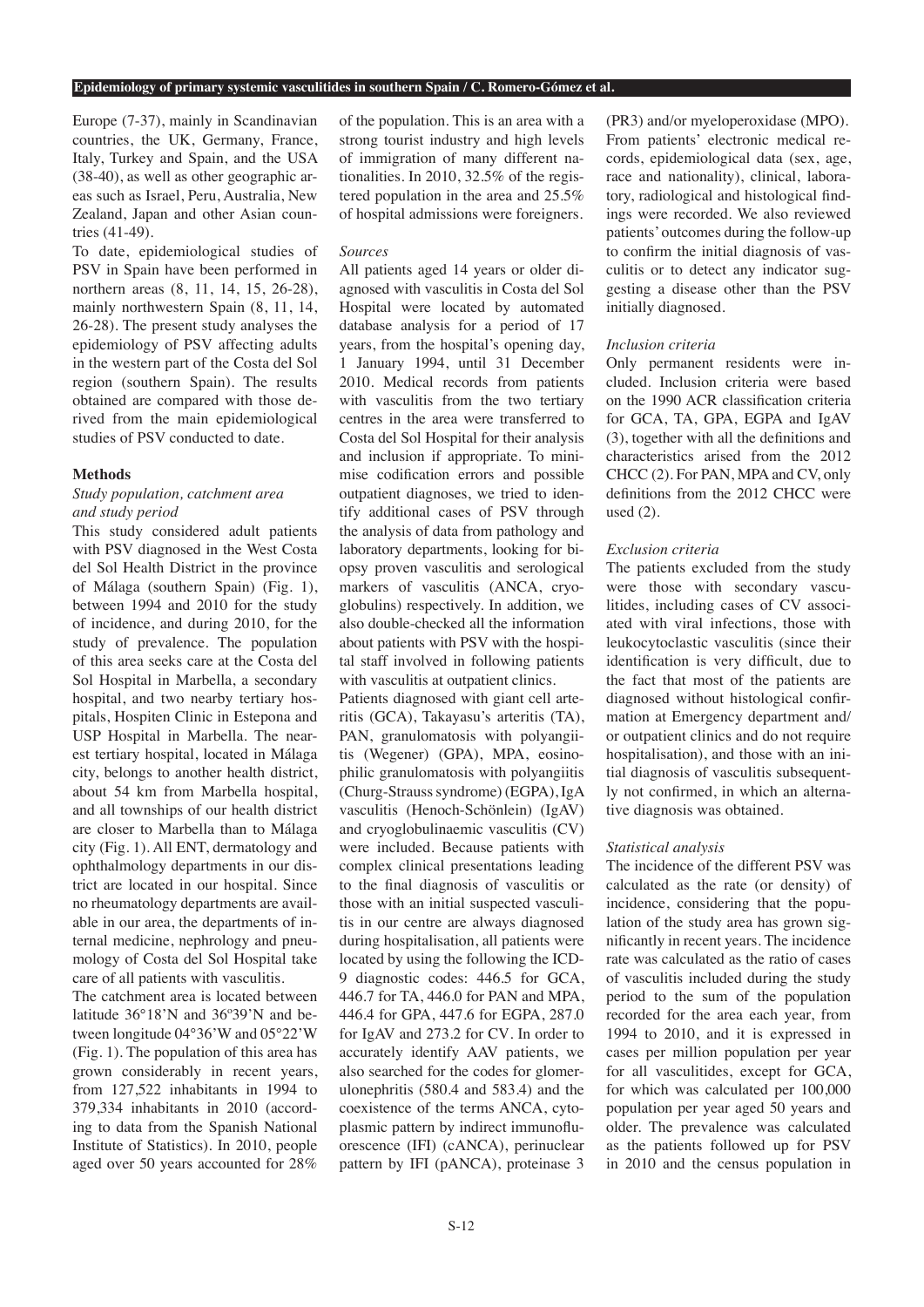Europe (7-37), mainly in Scandinavian countries, the UK, Germany, France, Italy, Turkey and Spain, and the USA (38-40), as well as other geographic areas such as Israel, Peru, Australia, New Zealand, Japan and other Asian countries (41-49).

To date, epidemiological studies of PSV in Spain have been performed in northern areas (8, 11, 14, 15, 26-28), mainly northwestern Spain (8, 11, 14, 26-28). The present study analyses the epidemiology of PSV affecting adults in the western part of the Costa del Sol region (southern Spain). The results obtained are compared with those derived from the main epidemiological studies of PSV conducted to date.

## Methods

### *Study population, catchment area and study period*

This study considered adult patients with PSV diagnosed in the West Costa del Sol Health District in the province of Málaga (southern Spain) (Fig. 1), between 1994 and 2010 for the study of incidence, and during 2010, for the study of prevalence. The population of this area seeks care at the Costa del Sol Hospital in Marbella, a secondary hospital, and two nearby tertiary hospitals, Hospiten Clinic in Estepona and USP Hospital in Marbella. The nearest tertiary hospital, located in Málaga city, belongs to another health district, about 54 km from Marbella hospital, and all townships of our health district are closer to Marbella than to Málaga city (Fig. 1). All ENT, dermatology and ophthalmology departments in our district are located in our hospital. Since no rheumatology departments are available in our area, the departments of internal medicine, nephrology and pneumology of Costa del Sol Hospital take care of all patients with vasculitis.

The catchment area is located between latitude 36°18'N and 36º39'N and between longitude 04°36'W and 05°22'W (Fig. 1). The population of this area has grown considerably in recent years, from 127,522 inhabitants in 1994 to 379,334 inhabitants in 2010 (according to data from the Spanish National Institute of Statistics). In 2010, people aged over 50 years accounted for 28% of the population. This is an area with a strong tourist industry and high levels of immigration of many different nationalities. In 2010, 32.5% of the registered population in the area and 25.5% of hospital admissions were foreigners.

### *Sources*

All patients aged 14 years or older diagnosed with vasculitis in Costa del Sol Hospital were located by automated database analysis for a period of 17 years, from the hospital's opening day, 1 January 1994, until 31 December 2010. Medical records from patients with vasculitis from the two tertiary centres in the area were transferred to Costa del Sol Hospital for their analysis and inclusion if appropriate. To minimise codification errors and possible outpatient diagnoses, we tried to identify additional cases of PSV through the analysis of data from pathology and laboratory departments, looking for biopsy proven vasculitis and serological markers of vasculitis (ANCA, cryoglobulins) respectively. In addition, we also double-checked all the information about patients with PSV with the hospital staff involved in following patients with vasculitis at outpatient clinics.

Patients diagnosed with giant cell arteritis (GCA), Takayasu's arteritis (TA), PAN, granulomatosis with polyangiitis (Wegener) (GPA), MPA, eosinophilic granulomatosis with polyangiitis (Churg-Strauss syndrome) (EGPA), IgA vasculitis (Henoch-Schönlein) (IgAV) and cryoglobulinaemic vasculitis (CV) were included. Because patients with complex clinical presentations leading to the final diagnosis of vasculitis or those with an initial suspected vasculitis in our centre are always diagnosed during hospitalisation, all patients were located by using the following the ICD-9 diagnostic codes: 446.5 for GCA, 446.7 for TA, 446.0 for PAN and MPA, 446.4 for GPA, 447.6 for EGPA, 287.0 for IgAV and 273.2 for CV. In order to accurately identify AAV patients, we also searched for the codes for glomerulonephritis (580.4 and 583.4) and the coexistence of the terms ANCA, cytoplasmic pattern by indirect immunofluorescence (IFI) (cANCA), perinuclear pattern by IFI (pANCA), proteinase 3 (PR3) and/or myeloperoxidase (MPO). From patients' electronic medical records, epidemiological data (sex, age, race and nationality), clinical, laboratory, radiological and histological findings were recorded. We also reviewed patients' outcomes during the follow-up to confirm the initial diagnosis of vasculitis or to detect any indicator suggesting a disease other than the PSV initially diagnosed.

### *Inclusion criteria*

Only permanent residents were included. Inclusion criteria were based on the 1990 ACR classification criteria for GCA, TA, GPA, EGPA and IgAV (3), together with all the definitions and characteristics arised from the 2012 CHCC (2). For PAN, MPA and CV, only definitions from the 2012 CHCC were used (2).

### *Exclusion criteria*

The patients excluded from the study were those with secondary vasculitides, including cases of CV associated with viral infections, those with leukocytoclastic vasculitis (since their identification is very difficult, due to the fact that most of the patients are diagnosed without histological confirmation at Emergency department and/or outpatient clinics and do not require hospitalisation), and those with an initial diagnosis of vasculitis subsequently not confirmed, in which an alternative diagnosis was obtained.

### *Statistical analysis*

The incidence of the different PSV was calculated as the rate (or density) of incidence, considering that the population of the study area has grown significantly in recent years. The incidence rate was calculated as the ratio of cases of vasculitis included during the study period to the sum of the population recorded for the area each year, from 1994 to 2010, and it is expressed in cases per million population per year for all vasculitides, except for GCA, for which was calculated per 100,000 population per year aged 50 years and older. The prevalence was calculated as the patients followed up for PSV in 2010 and the census population in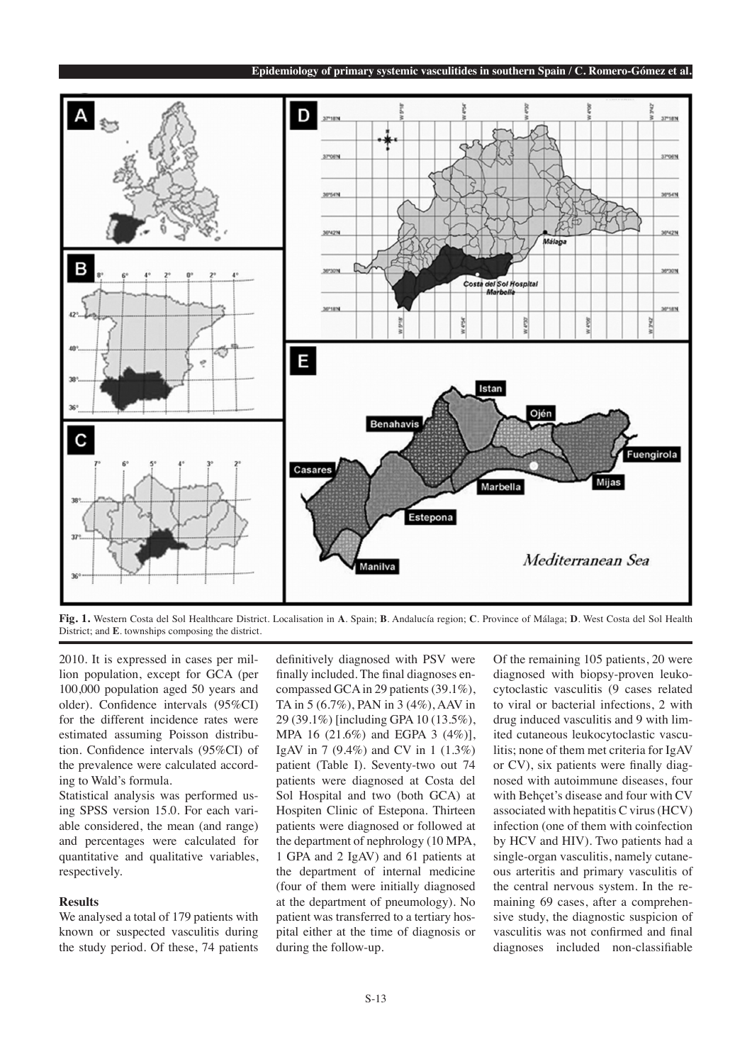**Fig. 1.** Western Costa del Sol Healthcare District. Localisation in **A**. Spain; **B**. Andalucía region; **C**. Province of Málaga; **D**. West Costa del Sol Health District; and **E**. townships composing the district.

2010. It is expressed in cases per million population, except for GCA (per 100,000 population aged 50 years and older). Confidence intervals (95%CI) for the different incidence rates were estimated assuming Poisson distribution. Confidence intervals (95%CI) of the prevalence were calculated according to Wald's formula.

Statistical analysis was performed using SPSS version 15.0. For each variable considered, the mean (and range) and percentages were calculated for quantitative and qualitative variables, respectively.

## Results

We analysed a total of 179 patients with known or suspected vasculitis during the study period. Of these, 74 patients definitively diagnosed with PSV were finally included. The final diagnoses encompassed GCA in 29 patients (39.1%), TA in 5 (6.7%), PAN in 3 (4%), AAV in 29 (39.1%) [including GPA 10 (13.5%), MPA 16 (21.6%) and EGPA 3 (4%)], IgAV in 7 (9.4%) and CV in 1 (1.3%) patient (Table I). Seventy-two out 74 patients were diagnosed at Costa del Sol Hospital and two (both GCA) at Hospiten Clinic of Estepona. Thirteen patients were diagnosed or followed at the department of nephrology (10 MPA, 1 GPA and 2 IgAV) and 61 patients at the department of internal medicine (four of them were initially diagnosed at the department of pneumology). No patient was transferred to a tertiary hospital either at the time of diagnosis or during the follow-up.

Of the remaining 105 patients, 20 were diagnosed with biopsy-proven leukocytoclastic vasculitis (9 cases related to viral or bacterial infections, 2 with drug induced vasculitis and 9 with limited cutaneous leukocytoclastic vasculitis; none of them met criteria for IgAV or CV), six patients were finally diagnosed with autoimmune diseases, four with Behçet's disease and four with CV associated with hepatitis C virus (HCV) infection (one of them with coinfection by HCV and HIV). Two patients had a single-organ vasculitis, namely cutaneous arteritis and primary vasculitis of the central nervous system. In the remaining 69 cases, after a comprehensive study, the diagnostic suspicion of vasculitis was not confirmed and final diagnoses included non-classifiable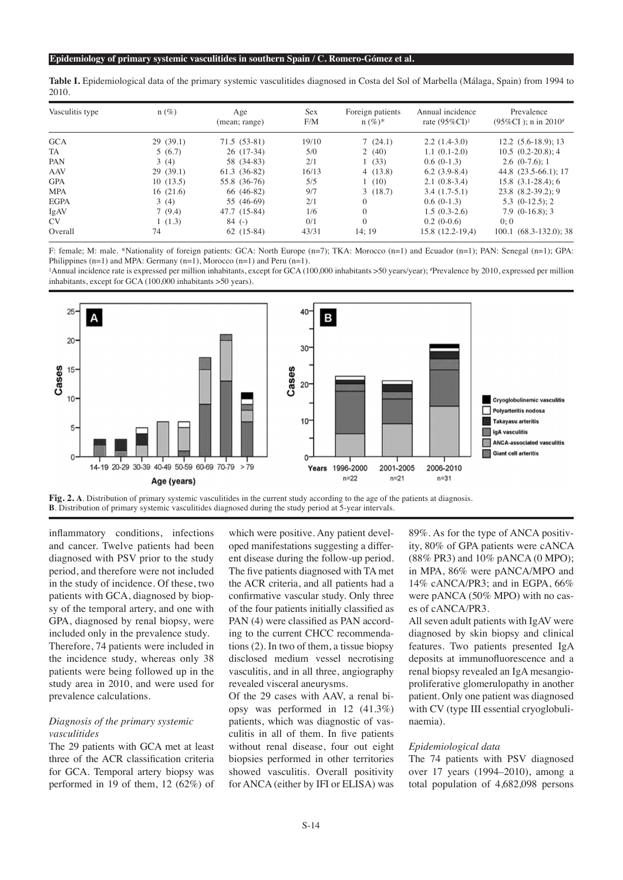**Table I.** Epidemiological data of the primary systemic vasculitides diagnosed in Costa del Sol of Marbella (Málaga, Spain) from 1994 to 2010.

| Vasculitis type | n (%) | Age (mean; range) | Sex F/M | Foreign patients n (%)* | Annual incidence rate (95%CI)‡ | Prevalence (95%CI ); n in 2010# |
|---|---|---|---|---|---|---|
| GCA | 29 (39.1) | 71.5 (53-81) | 19/10 | 7 (24.1) | 2.2 (1.4-3.0) | 12.2 (5.6-18.9); 13 |
| TA | 5 (6.7) | 26 (17-34) | 5/0 | 2 (40) | 1.1 (0.1-2.0) | 10.5 (0.2-20.8); 4 |
| PAN | 3 (4) | 58 (34-83) | 2/1 | 1 (33) | 0.6 (0-1.3) | 2.6 (0-7.6); 1 |
| AAV | 29 (39.1) | 61.3 (36-82) | 16/13 | 4 (13.8) | 6.2 (3.9-8.4) | 44.8 (23.5-66.1); 17 |
| GPA | 10 (13.5) | 55.8 (36-76) | 5/5 | 1 (10) | 2.1 (0.8-3.4) | 15.8 (3.1-28.4); 6 |
| MPA | 16 (21.6) | 66 (46-82) | 9/7 | 3 (18.7) | 3.4 (1.7-5.1) | 23.8 (8.2-39.2); 9 |
| EGPA | 3 (4) | 55 (46-69) | 2/1 | 0 | 0.6 (0-1.3) | 5.3 (0-12.5); 2 |
| IgAV | 7 (9.4) | 47.7 (15-84) | 1/6 | 0 | 1.5 (0.3-2.6) | 7.9 (0-16.8); 3 |
| CV | 1 (1.3) | 84 (-) | 0/1 | 0 | 0.2 (0-0.6) | 0; 0 |
| Overall | 74 | 62 (15-84) | 43/31 | 14; 19 | 15.8 (12.2-19,4) | 100.1 (68.3-132.0); 38 |

F: female; M: male. *Nationality of foreign patients: GCA: North Europe (n=7); TKA: Morocco (n=1) and Ecuador (n=1); PAN: Senegal (n=1); GPA: Philippines (n=1) and MPA: Germany (n=1), Morocco (n=1) and Peru (n=1).
‡Annual incidence rate is expressed per million inhabitants, except for GCA (100,000 inhabitants >50 years/year); #Prevalence by 2010, expressed per million inhabitants, except for GCA (100,000 inhabitants >50 years).

**Fig. 2. A**. Distribution of primary systemic vasculitides in the current study according to the age of the patients at diagnosis.
**B**. Distribution of primary systemic vasculitides diagnosed during the study period at 5-year intervals.

inflammatory conditions, infections and cancer. Twelve patients had been diagnosed with PSV prior to the study period, and therefore were not included in the study of incidence. Of these, two patients with GCA, diagnosed by biopsy of the temporal artery, and one with GPA, diagnosed by renal biopsy, were included only in the prevalence study. Therefore, 74 patients were included in the incidence study, whereas only 38 patients were being followed up in the study area in 2010, and were used for prevalence calculations.

### *Diagnosis of the primary systemic vasculitides*

The 29 patients with GCA met at least three of the ACR classification criteria for GCA. Temporal artery biopsy was performed in 19 of them, 12 (62%) of which were positive. Any patient developed manifestations suggesting a different disease during the follow-up period. The five patients diagnosed with TA met the ACR criteria, and all patients had a confirmative vascular study. Only three of the four patients initially classified as PAN (4) were classified as PAN according to the current CHCC recommendations (2). In two of them, a tissue biopsy disclosed medium vessel necrotising vasculitis, and in all three, angiography revealed visceral aneurysms.

Of the 29 cases with AAV, a renal biopsy was performed in 12 (41.3%) patients, which was diagnostic of vasculitis in all of them. In five patients without renal disease, four out eight biopsies performed in other territories showed vasculitis. Overall positivity for ANCA (either by IFI or ELISA) was 89%. As for the type of ANCA positivity, 80% of GPA patients were cANCA (88% PR3) and 10% pANCA (0 MPO); in MPA, 86% were pANCA/MPO and 14% cANCA/PR3; and in EGPA, 66% were pANCA (50% MPO) with no cases of cANCA/PR3.

All seven adult patients with IgAV were diagnosed by skin biopsy and clinical features. Two patients presented IgA deposits at immunofluorescence and a renal biopsy revealed an IgA mesangioproliferative glomerulopathy in another patient. Only one patient was diagnosed with CV (type III essential cryoglobulinaemia).

### *Epidemiological data*

The 74 patients with PSV diagnosed over 17 years (1994–2010), among a total population of 4,682,098 persons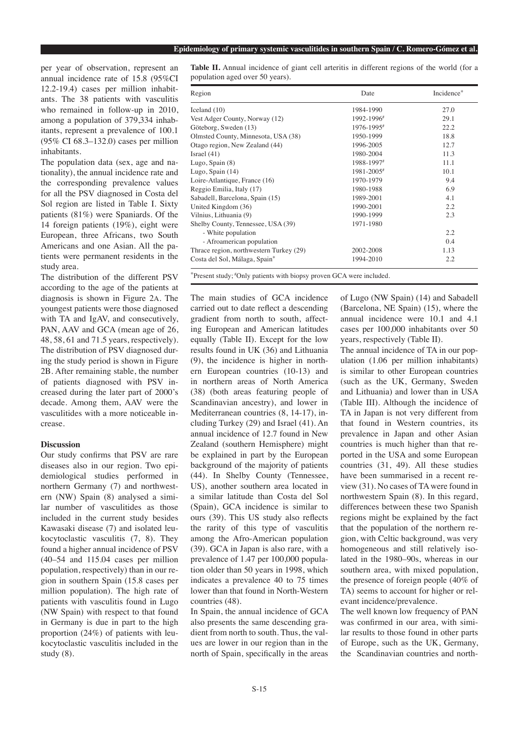per year of observation, represent an annual incidence rate of 15.8 (95%CI 12.2-19.4) cases per million inhabitants. The 38 patients with vasculitis who remained in follow-up in 2010, among a population of 379,334 inhabitants, represent a prevalence of 100.1 (95% CI 68.3–132.0) cases per million inhabitants.

The population data (sex, age and nationality), the annual incidence rate and the corresponding prevalence values for all the PSV diagnosed in Costa del Sol region are listed in Table I. Sixty patients (81%) were Spaniards. Of the 14 foreign patients (19%), eight were European, three Africans, two South Americans and one Asian. All the patients were permanent residents in the study area.

The distribution of the different PSV according to the age of the patients at diagnosis is shown in Figure 2A. The youngest patients were those diagnosed with TA and IgAV, and consecutively, PAN, AAV and GCA (mean age of 26, 48, 58, 61 and 71.5 years, respectively). The distribution of PSV diagnosed during the study period is shown in Figure 2B. After remaining stable, the number of patients diagnosed with PSV increased during the later part of 2000's decade. Among them, AAV were the vasculitides with a more noticeable increase.

**Table II.** Annual incidence of giant cell arteritis in different regions of the world (for a population aged over 50 years).

| Region | Date | Incidence* |
|---|---|---|
| Iceland (10) | 1984-1990 | 27.0 |
| Vest Adger County, Norway (12) | 1992-1996# | 29.1 |
| Göteborg, Sweden (13) | 1976-1995# | 22.2 |
| Olmsted County, Minnesota, USA (38) | 1950-1999 | 18.8 |
| Otago region, New Zealand (44) | 1996-2005 | 12.7 |
| Israel (41) | 1980-2004 | 11.3 |
| Lugo, Spain (8) | 1988-1997# | 11.1 |
| Lugo, Spain (14) | 1981-2005# | 10.1 |
| Loire-Atlantique, France (16) | 1970-1979 | 9.4 |
| Reggio Emilia, Italy (17) | 1980-1988 | 6.9 |
| Sabadell, Barcelona, Spain (15) | 1989-2001 | 4.1 |
| United Kingdom (36) | 1990-2001 | 2.2 |
| Vilnius, Lithuania (9) | 1990-1999 | 2.3 |
| Shelby County, Tennessee, USA (39) | 1971-1980 | |
| - White population | | 2.2 |
| - Afroamerican population | | 0.4 |
| Thrace region, northwestern Turkey (29) | 2002-2008 | 1.13 |
| Costa del Sol, Málaga, Spain* | 1994-2010 | 2.2 |

*Present study; #Only patients with biopsy proven GCA were included.

## Discussion

Our study confirms that PSV are rare diseases also in our region. Two epidemiological studies performed in northern Germany (7) and northwestern (NW) Spain (8) analysed a similar number of vasculitides as those included in the current study besides Kawasaki disease (7) and isolated leukocytoclastic vasculitis (7, 8). They found a higher annual incidence of PSV (40–54 and 115.04 cases per million population, respectively) than in our region in southern Spain (15.8 cases per million population). The high rate of patients with vasculitis found in Lugo (NW Spain) with respect to that found in Germany is due in part to the high proportion (24%) of patients with leukocytoclastic vasculitis included in the study (8).

The main studies of GCA incidence carried out to date reflect a descending gradient from north to south, affecting European and American latitudes equally (Table II). Except for the low results found in UK (36) and Lithuania (9), the incidence is higher in northern European countries (10-13) and in northern areas of North America (38) (both areas featuring people of Scandinavian ancestry), and lower in Mediterranean countries (8, 14-17), including Turkey (29) and Israel (41). An annual incidence of 12.7 found in New Zealand (southern Hemisphere) might be explained in part by the European background of the majority of patients (44). In Shelby County (Tennessee, US), another southern area located in a similar latitude than Costa del Sol (Spain), GCA incidence is similar to ours (39). This US study also reflects the rarity of this type of vasculitis among the Afro-American population (39). GCA in Japan is also rare, with a prevalence of 1.47 per 100,000 population older than 50 years in 1998, which indicates a prevalence 40 to 75 times lower than that found in North-Western countries (48).

In Spain, the annual incidence of GCA also presents the same descending gradient from north to south. Thus, the values are lower in our region than in the north of Spain, specifically in the areas of Lugo (NW Spain) (14) and Sabadell (Barcelona, NE Spain) (15), where the annual incidence were 10.1 and 4.1 cases per 100,000 inhabitants over 50 years, respectively (Table II).

The annual incidence of TA in our population (1.06 per million inhabitants) is similar to other European countries (such as the UK, Germany, Sweden and Lithuania) and lower than in USA (Table III). Although the incidence of TA in Japan is not very different from that found in Western countries, its prevalence in Japan and other Asian countries is much higher than that reported in the USA and some European countries (31, 49). All these studies have been summarised in a recent review (31). No cases of TA were found in northwestern Spain (8). In this regard, differences between these two Spanish regions might be explained by the fact that the population of the northern region, with Celtic background, was very homogeneous and still relatively isolated in the 1980–90s, whereas in our southern area, with mixed population, the presence of foreign people (40% of TA) seems to account for higher or relevant incidence/prevalence.

The well known low frequency of PAN was confirmed in our area, with similar results to those found in other parts of Europe, such as the UK, Germany, the Scandinavian countries and north-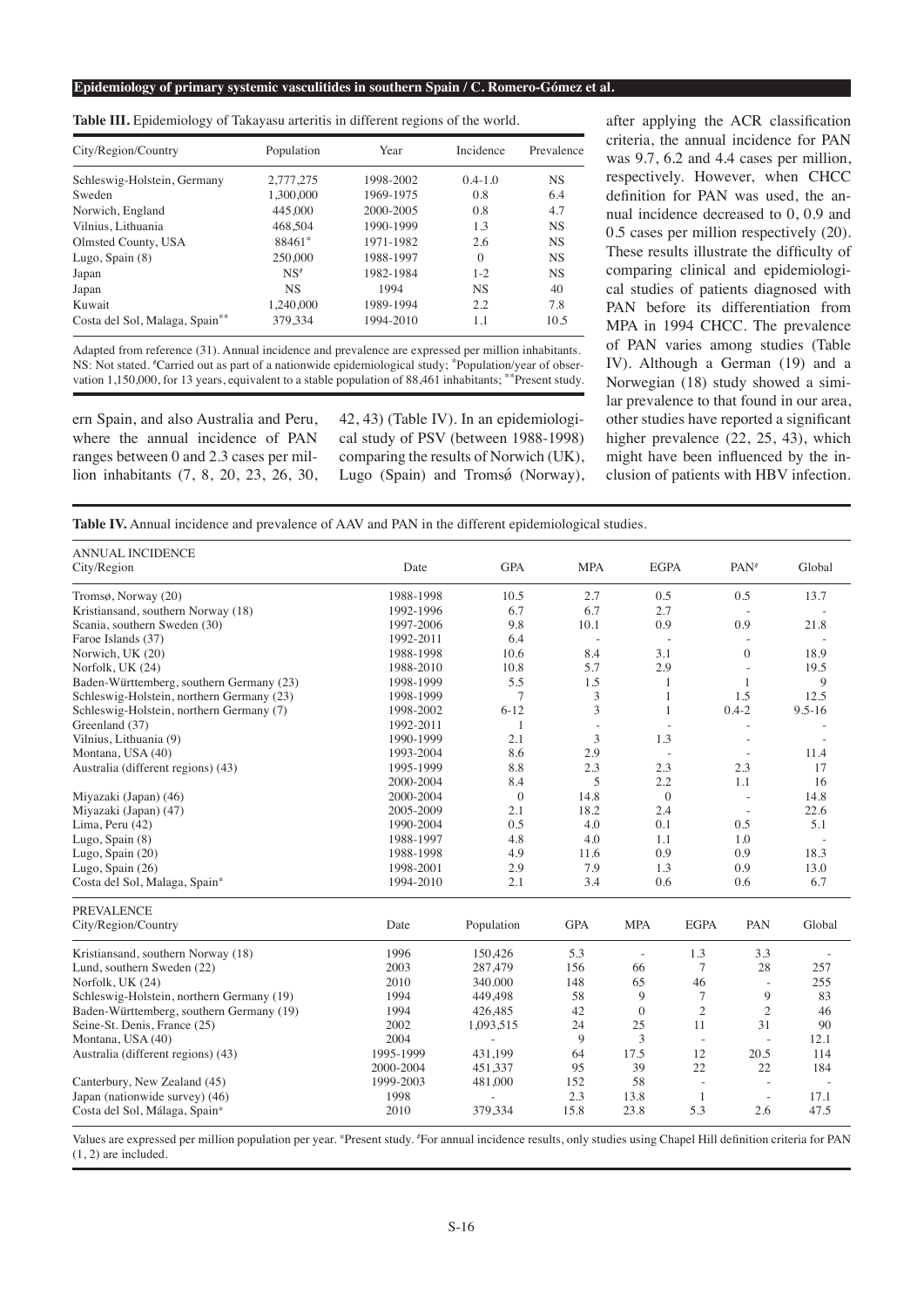**Table III.** Epidemiology of Takayasu arteritis in different regions of the world.

| City/Region/Country | Population | Year | Incidence | Prevalence |
|---|---|---|---|---|
| Schleswig-Holstein, Germany | 2,777,275 | 1998-2002 | 0.4-1.0 | NS |
| Sweden | 1,300,000 | 1969-1975 | 0.8 | 6.4 |
| Norwich, England | 445,000 | 2000-2005 | 0.8 | 4.7 |
| Vilnius, Lithuania | 468,504 | 1990-1999 | 1.3 | NS |
| Olmsted County, USA | 88461* | 1971-1982 | 2.6 | NS |
| Lugo, Spain (8) | 250,000 | 1988-1997 | 0 | NS |
| Japan | NS# | 1982-1984 | 1-2 | NS |
| Japan | NS | 1994 | NS | 40 |
| Kuwait | 1,240,000 | 1989-1994 | 2.2 | 7.8 |
| Costa del Sol, Malaga, Spain** | 379,334 | 1994-2010 | 1.1 | 10.5 |

Adapted from reference (31). Annual incidence and prevalence are expressed per million inhabitants. NS: Not stated. #Carried out as part of a nationwide epidemiological study; *Population/year of observation 1,150,000, for 13 years, equivalent to a stable population of 88,461 inhabitants; **Present study.

ern Spain, and also Australia and Peru, where the annual incidence of PAN ranges between 0 and 2.3 cases per million inhabitants (7, 8, 20, 23, 26, 30, 42, 43) (Table IV). In an epidemiological study of PSV (between 1988-1998) comparing the results of Norwich (UK), Lugo (Spain) and Tromsǿ (Norway), after applying the ACR classification criteria, the annual incidence for PAN was 9.7, 6.2 and 4.4 cases per million, respectively. However, when CHCC definition for PAN was used, the annual incidence decreased to 0, 0.9 and 0.5 cases per million respectively (20). These results illustrate the difficulty of comparing clinical and epidemiological studies of patients diagnosed with PAN before its differentiation from MPA in 1994 CHCC. The prevalence of PAN varies among studies (Table IV). Although a German (19) and a Norwegian (18) study showed a similar prevalence to that found in our area, other studies have reported a significant higher prevalence (22, 25, 43), which might have been influenced by the inclusion of patients with HBV infection.

**Table IV.** Annual incidence and prevalence of AAV and PAN in the different epidemiological studies.

| ANNUAL INCIDENCE City/Region | Date | GPA | MPA | EGPA | PAN# | Global |
|---|---|---|---|---|---|---|
| Tromsø, Norway (20) | 1988-1998 | 10.5 | 2.7 | 0.5 | 0.5 | 13.7 |
| Kristiansand, southern Norway (18) | 1992-1996 | 6.7 | 6.7 | 2.7 | - | - |
| Scania, southern Sweden (30) | 1997-2006 | 9.8 | 10.1 | 0.9 | 0.9 | 21.8 |
| Faroe Islands (37) | 1992-2011 | 6.4 | - | - | - | - |
| Norwich, UK (20) | 1988-1998 | 10.6 | 8.4 | 3.1 | 0 | 18.9 |
| Norfolk, UK (24) | 1988-2010 | 10.8 | 5.7 | 2.9 | - | 19.5 |
| Baden-Württemberg, southern Germany (23) | 1998-1999 | 5.5 | 1.5 | 1 | 1 | 9 |
| Schleswig-Holstein, northern Germany (23) | 1998-1999 | 7 | 3 | 1 | 1.5 | 12.5 |
| Schleswig-Holstein, northern Germany (7) | 1998-2002 | 6-12 | 3 | 1 | 0.4-2 | 9.5-16 |
| Greenland (37) | 1992-2011 | 1 | - | - | - | - |
| Vilnius, Lithuania (9) | 1990-1999 | 2.1 | 3 | 1.3 | - | - |
| Montana, USA (40) | 1993-2004 | 8.6 | 2.9 | - | - | 11.4 |
| Australia (different regions) (43) | 1995-1999 | 8.8 | 2.3 | 2.3 | 2.3 | 17 |
| | 2000-2004 | 8.4 | 5 | 2.2 | 1.1 | 16 |
| Miyazaki (Japan) (46) | 2000-2004 | 0 | 14.8 | 0 | - | 14.8 |
| Miyazaki (Japan) (47) | 2005-2009 | 2.1 | 18.2 | 2.4 | - | 22.6 |
| Lima, Peru (42) | 1990-2004 | 0.5 | 4.0 | 0.1 | 0.5 | 5.1 |
| Lugo, Spain (8) | 1988-1997 | 4.8 | 4.0 | 1.1 | 1.0 | - |
| Lugo, Spain (20) | 1988-1998 | 4.9 | 11.6 | 0.9 | 0.9 | 18.3 |
| Lugo, Spain (26) | 1998-2001 | 2.9 | 7.9 | 1.3 | 0.9 | 13.0 |
| Costa del Sol, Malaga, Spain* | 1994-2010 | 2.1 | 3.4 | 0.6 | 0.6 | 6.7 |

| PREVALENCE City/Region/Country | Date | Population | GPA | MPA | EGPA | PAN | Global |
|---|---|---|---|---|---|---|---|
| Kristiansand, southern Norway (18) | 1996 | 150,426 | 5.3 | - | 1.3 | 3.3 | - |
| Lund, southern Sweden (22) | 2003 | 287,479 | 156 | 66 | 7 | 28 | 257 |
| Norfolk, UK (24) | 2010 | 340.000 | 148 | 65 | 46 | - | 255 |
| Schleswig-Holstein, northern Germany (19) | 1994 | 449,498 | 58 | 9 | 7 | 9 | 83 |
| Baden-Württemberg, southern Germany (19) | 1994 | 426,485 | 42 | 0 | 2 | 2 | 46 |
| Seine-St. Denis, France (25) | 2002 | 1,093,515 | 24 | 25 | 11 | 31 | 90 |
| Montana, USA (40) | 2004 | - | 9 | 3 | - | - | 12.1 |
| Australia (different regions) (43) | 1995-1999 | 431,199 | 64 | 17.5 | 12 | 20.5 | 114 |
| | 2000-2004 | 451,337 | 95 | 39 | 22 | 22 | 184 |
| Canterbury, New Zealand (45) | 1999-2003 | 481,000 | 152 | 58 | - | - | - |
| Japan (nationwide survey) (46) | 1998 | - | 2.3 | 13.8 | 1 | - | 17.1 |
| Costa del Sol, Málaga, Spain* | 2010 | 379,334 | 15.8 | 23.8 | 5.3 | 2.6 | 47.5 |

Values are expressed per million population per year. *Present study. #For annual incidence results, only studies using Chapel Hill definition criteria for PAN (1, 2) are included.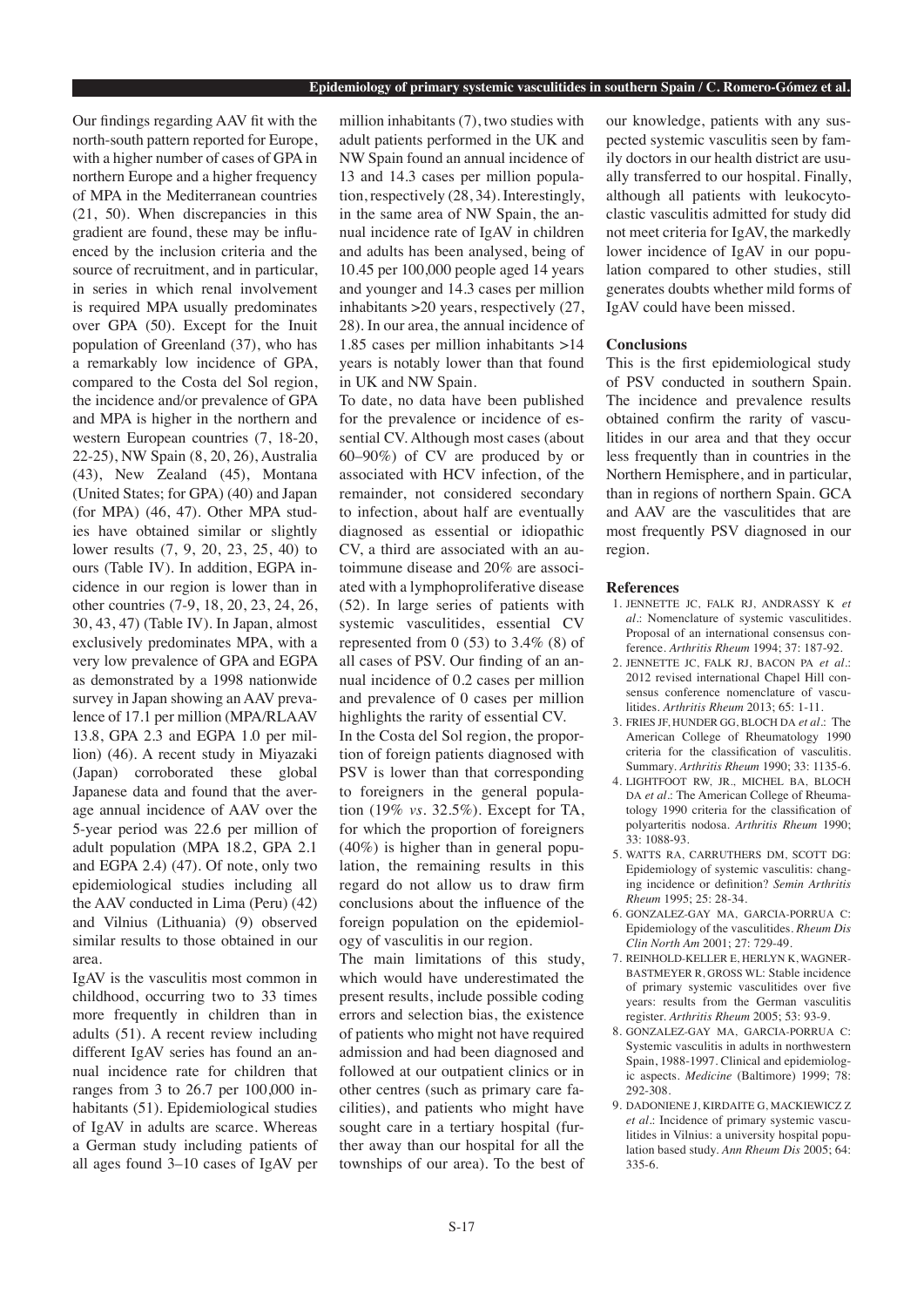Our findings regarding AAV fit with the north-south pattern reported for Europe, with a higher number of cases of GPA in northern Europe and a higher frequency of MPA in the Mediterranean countries (21, 50). When discrepancies in this gradient are found, these may be influenced by the inclusion criteria and the source of recruitment, and in particular, in series in which renal involvement is required MPA usually predominates over GPA (50). Except for the Inuit population of Greenland (37), who has a remarkably low incidence of GPA, compared to the Costa del Sol region, the incidence and/or prevalence of GPA and MPA is higher in the northern and western European countries (7, 18-20, 22-25), NW Spain (8, 20, 26), Australia (43), New Zealand (45), Montana (United States; for GPA) (40) and Japan (for MPA) (46, 47). Other MPA studies have obtained similar or slightly lower results (7, 9, 20, 23, 25, 40) to ours (Table IV). In addition, EGPA incidence in our region is lower than in other countries (7-9, 18, 20, 23, 24, 26, 30, 43, 47) (Table IV). In Japan, almost exclusively predominates MPA, with a very low prevalence of GPA and EGPA as demonstrated by a 1998 nationwide survey in Japan showing an AAV prevalence of 17.1 per million (MPA/RLAAV 13.8, GPA 2.3 and EGPA 1.0 per million) (46). A recent study in Miyazaki (Japan) corroborated these global Japanese data and found that the average annual incidence of AAV over the 5-year period was 22.6 per million of adult population (MPA 18.2, GPA 2.1 and EGPA 2.4) (47). Of note, only two epidemiological studies including all the AAV conducted in Lima (Peru) (42) and Vilnius (Lithuania) (9) observed similar results to those obtained in our area.

IgAV is the vasculitis most common in childhood, occurring two to 33 times more frequently in children than in adults (51). A recent review including different IgAV series has found an annual incidence rate for children that ranges from 3 to 26.7 per 100,000 inhabitants (51). Epidemiological studies of IgAV in adults are scarce. Whereas a German study including patients of all ages found 3–10 cases of IgAV per million inhabitants (7), two studies with adult patients performed in the UK and NW Spain found an annual incidence of 13 and 14.3 cases per million population, respectively (28, 34). Interestingly, in the same area of NW Spain, the annual incidence rate of IgAV in children and adults has been analysed, being of 10.45 per 100,000 people aged 14 years and younger and 14.3 cases per million inhabitants >20 years, respectively (27, 28). In our area, the annual incidence of 1.85 cases per million inhabitants >14 years is notably lower than that found in UK and NW Spain.

To date, no data have been published for the prevalence or incidence of essential CV. Although most cases (about 60–90%) of CV are produced by or associated with HCV infection, of the remainder, not considered secondary to infection, about half are eventually diagnosed as essential or idiopathic CV, a third are associated with an autoimmune disease and 20% are associated with a lymphoproliferative disease (52). In large series of patients with systemic vasculitides, essential CV represented from 0 (53) to 3.4% (8) of all cases of PSV. Our finding of an annual incidence of 0.2 cases per million and prevalence of 0 cases per million highlights the rarity of essential CV.

In the Costa del Sol region, the proportion of foreign patients diagnosed with PSV is lower than that corresponding to foreigners in the general population (19% *vs.* 32.5%). Except for TA, for which the proportion of foreigners (40%) is higher than in general population, the remaining results in this regard do not allow us to draw firm conclusions about the influence of the foreign population on the epidemiology of vasculitis in our region.

The main limitations of this study, which would have underestimated the present results, include possible coding errors and selection bias, the existence of patients who might not have required admission and had been diagnosed and followed at our outpatient clinics or in other centres (such as primary care facilities), and patients who might have sought care in a tertiary hospital (further away than our hospital for all the townships of our area). To the best of our knowledge, patients with any suspected systemic vasculitis seen by family doctors in our health district are usually transferred to our hospital. Finally, although all patients with leukocytoclastic vasculitis admitted for study did not meet criteria for IgAV, the markedly lower incidence of IgAV in our population compared to other studies, still generates doubts whether mild forms of IgAV could have been missed.

## Conclusions

This is the first epidemiological study of PSV conducted in southern Spain. The incidence and prevalence results obtained confirm the rarity of vasculitides in our area and that they occur less frequently than in countries in the Northern Hemisphere, and in particular, than in regions of northern Spain. GCA and AAV are the vasculitides that are most frequently PSV diagnosed in our region.

## References

1. JENNETTE JC, FALK RJ, ANDRASSY K *et al.*: Nomenclature of systemic vasculitides. Proposal of an international consensus conference. *Arthritis Rheum* 1994; 37: 187-92.
2. JENNETTE JC, FALK RJ, BACON PA *et al.*: 2012 revised international Chapel Hill consensus conference nomenclature of vasculitides. *Arthritis Rheum* 2013; 65: 1-11.
3. FRIES JF, HUNDER GG, BLOCH DA *et al.*: The American College of Rheumatology 1990 criteria for the classification of vasculitis. Summary. *Arthritis Rheum* 1990; 33: 1135-6.
4. LIGHTFOOT RW, JR., MICHEL BA, BLOCH DA *et al.*: The American College of Rheumatology 1990 criteria for the classification of polyarteritis nodosa. *Arthritis Rheum* 1990; 33: 1088-93.
5. WATTS RA, CARRUTHERS DM, SCOTT DG: Epidemiology of systemic vasculitis: changing incidence or definition? *Semin Arthritis Rheum* 1995; 25: 28-34.
6. GONZALEZ-GAY MA, GARCIA-PORRUA C: Epidemiology of the vasculitides. *Rheum Dis Clin North Am* 2001; 27: 729-49.
7. REINHOLD-KELLER E, HERLYN K, WAGNER-BASTMEYER R, GROSS WL: Stable incidence of primary systemic vasculitides over five years: results from the German vasculitis register. *Arthritis Rheum* 2005; 53: 93-9.
8. GONZALEZ-GAY MA, GARCIA-PORRUA C: Systemic vasculitis in adults in northwestern Spain, 1988-1997. Clinical and epidemiologic aspects. *Medicine* (Baltimore) 1999; 78: 292-308.
9. DADONIENE J, KIRDAITE G, MACKIEWICZ Z *et al.*: Incidence of primary systemic vasculitides in Vilnius: a university hospital population based study. *Ann Rheum Dis* 2005; 64: 335-6.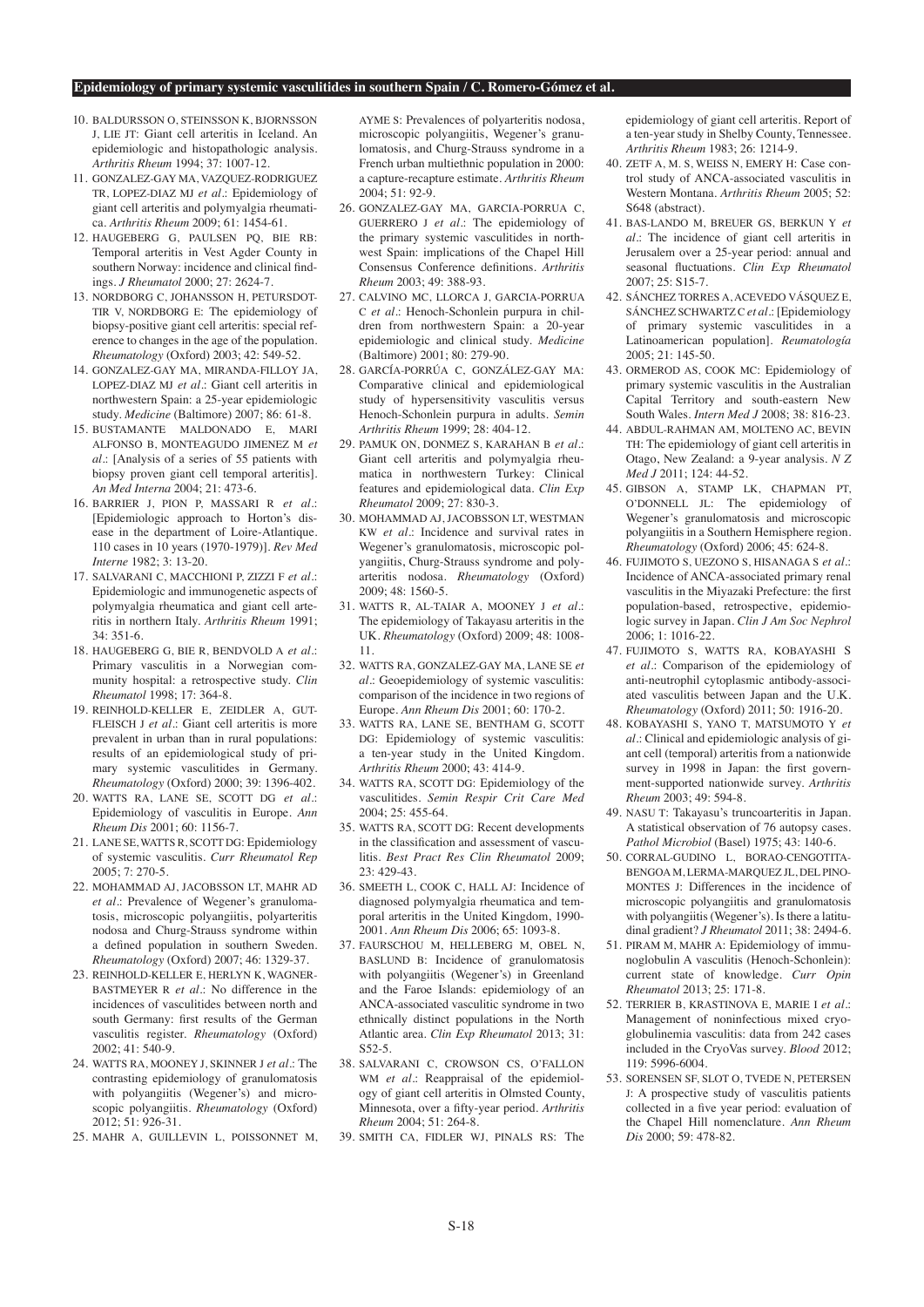10. BALDURSSON O, STEINSSON K, BJORNSSON J, LIE JT: Giant cell arteritis in Iceland. An epidemiologic and histopathologic analysis. *Arthritis Rheum* 1994; 37: 1007-12.
11. GONZALEZ-GAY MA, VAZQUEZ-RODRIGUEZ TR, LOPEZ-DIAZ MJ *et al.*: Epidemiology of giant cell arteritis and polymyalgia rheumatica. *Arthritis Rheum* 2009; 61: 1454-61.
12. HAUGEBERG G, PAULSEN PQ, BIE RB: Temporal arteritis in Vest Agder County in southern Norway: incidence and clinical findings. *J Rheumatol* 2000; 27: 2624-7.
13. NORDBORG C, JOHANSSON H, PETURSDOTTIR V, NORDBORG E: The epidemiology of biopsy-positive giant cell arteritis: special reference to changes in the age of the population. *Rheumatology* (Oxford) 2003; 42: 549-52.
14. GONZALEZ-GAY MA, MIRANDA-FILLOY JA, LOPEZ-DIAZ MJ *et al.*: Giant cell arteritis in northwestern Spain: a 25-year epidemiologic study. *Medicine* (Baltimore) 2007; 86: 61-8.
15. BUSTAMANTE MALDONADO E, MARI ALFONSO B, MONTEAGUDO JIMENEZ M *et al.*: [Analysis of a series of 55 patients with biopsy proven giant cell temporal arteritis]. *An Med Interna* 2004; 21: 473-6.
16. BARRIER J, PION P, MASSARI R *et al.*: [Epidemiologic approach to Horton's disease in the department of Loire-Atlantique. 110 cases in 10 years (1970-1979)]. *Rev Med Interne* 1982; 3: 13-20.
17. SALVARANI C, MACCHIONI P, ZIZZI F *et al.*: Epidemiologic and immunogenetic aspects of polymyalgia rheumatica and giant cell arteritis in northern Italy. *Arthritis Rheum* 1991; 34: 351-6.
18. HAUGEBERG G, BIE R, BENDVOLD A *et al.*: Primary vasculitis in a Norwegian community hospital: a retrospective study. *Clin Rheumatol* 1998; 17: 364-8.
19. REINHOLD-KELLER E, ZEIDLER A, GUTFLEISCH J *et al.*: Giant cell arteritis is more prevalent in urban than in rural populations: results of an epidemiological study of primary systemic vasculitides in Germany. *Rheumatology* (Oxford) 2000; 39: 1396-402.
20. WATTS RA, LANE SE, SCOTT DG *et al.*: Epidemiology of vasculitis in Europe. *Ann Rheum Dis* 2001; 60: 1156-7.
21. LANE SE, WATTS R, SCOTT DG: Epidemiology of systemic vasculitis. *Curr Rheumatol Rep* 2005; 7: 270-5.
22. MOHAMMAD AJ, JACOBSSON LT, MAHR AD *et al.*: Prevalence of Wegener's granulomatosis, microscopic polyangiitis, polyarteritis nodosa and Churg-Strauss syndrome within a defined population in southern Sweden. *Rheumatology* (Oxford) 2007; 46: 1329-37.
23. REINHOLD-KELLER E, HERLYN K, WAGNER-BASTMEYER R *et al.*: No difference in the incidences of vasculitides between north and south Germany: first results of the German vasculitis register. *Rheumatology* (Oxford) 2002; 41: 540-9.
24. WATTS RA, MOONEY J, SKINNER J *et al.*: The contrasting epidemiology of granulomatosis with polyangiitis (Wegener's) and microscopic polyangiitis. *Rheumatology* (Oxford) 2012; 51: 926-31.
25. MAHR A, GUILLEVIN L, POISSONNET M, AYME S: Prevalences of polyarteritis nodosa, microscopic polyangiitis, Wegener's granulomatosis, and Churg-Strauss syndrome in a French urban multiethnic population in 2000: a capture-recapture estimate. *Arthritis Rheum* 2004; 51: 92-9.
26. GONZALEZ-GAY MA, GARCIA-PORRUA C, GUERRERO J *et al.*: The epidemiology of the primary systemic vasculitides in northwest Spain: implications of the Chapel Hill Consensus Conference definitions. *Arthritis Rheum* 2003; 49: 388-93.
27. CALVINO MC, LLORCA J, GARCIA-PORRUA C *et al.*: Henoch-Schonlein purpura in children from northwestern Spain: a 20-year epidemiologic and clinical study. *Medicine* (Baltimore) 2001; 80: 279-90.
28. GARCÍA-PORRÚA C, GONZÁLEZ-GAY MA: Comparative clinical and epidemiological study of hypersensitivity vasculitis versus Henoch-Schonlein purpura in adults. *Semin Arthritis Rheum* 1999; 28: 404-12.
29. PAMUK ON, DONMEZ S, KARAHAN B *et al.*: Giant cell arteritis and polymyalgia rheumatica in northwestern Turkey: Clinical features and epidemiological data. *Clin Exp Rheumatol* 2009; 27: 830-3.
30. MOHAMMAD AJ, JACOBSSON LT, WESTMAN KW *et al.*: Incidence and survival rates in Wegener's granulomatosis, microscopic polyangiitis, Churg-Strauss syndrome and polyarteritis nodosa. *Rheumatology* (Oxford) 2009; 48: 1560-5.
31. WATTS R, AL-TAIAR A, MOONEY J *et al.*: The epidemiology of Takayasu arteritis in the UK. *Rheumatology* (Oxford) 2009; 48: 1008-11.
32. WATTS RA, GONZALEZ-GAY MA, LANE SE *et al.*: Geoepidemiology of systemic vasculitis: comparison of the incidence in two regions of Europe. *Ann Rheum Dis* 2001; 60: 170-2.
33. WATTS RA, LANE SE, BENTHAM G, SCOTT DG: Epidemiology of systemic vasculitis: a ten-year study in the United Kingdom. *Arthritis Rheum* 2000; 43: 414-9.
34. WATTS RA, SCOTT DG: Epidemiology of the vasculitides. *Semin Respir Crit Care Med* 2004; 25: 455-64.
35. WATTS RA, SCOTT DG: Recent developments in the classification and assessment of vasculitis. *Best Pract Res Clin Rheumatol* 2009; 23: 429-43.
36. SMEETH L, COOK C, HALL AJ: Incidence of diagnosed polymyalgia rheumatica and temporal arteritis in the United Kingdom, 1990-2001. *Ann Rheum Dis* 2006; 65: 1093-8.
37. FAURSCHOU M, HELLEBERG M, OBEL N, BASLUND B: Incidence of granulomatosis with polyangiitis (Wegener's) in Greenland and the Faroe Islands: epidemiology of an ANCA-associated vasculitic syndrome in two ethnically distinct populations in the North Atlantic area. *Clin Exp Rheumatol* 2013; 31: S52-5.
38. SALVARANI C, CROWSON CS, O'FALLON WM *et al.*: Reappraisal of the epidemiology of giant cell arteritis in Olmsted County, Minnesota, over a fifty-year period. *Arthritis Rheum* 2004; 51: 264-8.
39. SMITH CA, FIDLER WJ, PINALS RS: The epidemiology of giant cell arteritis. Report of a ten-year study in Shelby County, Tennessee. *Arthritis Rheum* 1983; 26: 1214-9.
40. ZETF A, M. S, WEISS N, EMERY H: Case control study of ANCA-associated vasculitis in Western Montana. *Arthritis Rheum* 2005; 52: S648 (abstract).
41. BAS-LANDO M, BREUER GS, BERKUN Y *et al.*: The incidence of giant cell arteritis in Jerusalem over a 25-year period: annual and seasonal fluctuations. *Clin Exp Rheumatol* 2007; 25: S15-7.
42. SÁNCHEZ TORRES A, ACEVEDO VÁSQUEZ E, SÁNCHEZ SCHWARTZ C *et al.*: [Epidemiology of primary systemic vasculitides in a Latinoamerican population]. *Reumatología* 2005; 21: 145-50.
43. ORMEROD AS, COOK MC: Epidemiology of primary systemic vasculitis in the Australian Capital Territory and south-eastern New South Wales. *Intern Med J* 2008; 38: 816-23.
44. ABDUL-RAHMAN AM, MOLTENO AC, BEVIN TH: The epidemiology of giant cell arteritis in Otago, New Zealand: a 9-year analysis. *N Z Med J* 2011; 124: 44-52.
45. GIBSON A, STAMP LK, CHAPMAN PT, O'DONNELL JL: The epidemiology of Wegener's granulomatosis and microscopic polyangiitis in a Southern Hemisphere region. *Rheumatology* (Oxford) 2006; 45: 624-8.
46. FUJIMOTO S, UEZONO S, HISANAGA S *et al.*: Incidence of ANCA-associated primary renal vasculitis in the Miyazaki Prefecture: the first population-based, retrospective, epidemiologic survey in Japan. *Clin J Am Soc Nephrol* 2006; 1: 1016-22.
47. FUJIMOTO S, WATTS RA, KOBAYASHI S *et al.*: Comparison of the epidemiology of anti-neutrophil cytoplasmic antibody-associated vasculitis between Japan and the U.K. *Rheumatology* (Oxford) 2011; 50: 1916-20.
48. KOBAYASHI S, YANO T, MATSUMOTO Y *et al.*: Clinical and epidemiologic analysis of giant cell (temporal) arteritis from a nationwide survey in 1998 in Japan: the first government-supported nationwide survey. *Arthritis Rheum* 2003; 49: 594-8.
49. NASU T: Takayasu's truncoarteritis in Japan. A statistical observation of 76 autopsy cases. *Pathol Microbiol* (Basel) 1975; 43: 140-6.
50. CORRAL-GUDINO L, BORAO-CENGOTITA-BENGOA M, LERMA-MARQUEZ JL, DEL PINO-MONTES J: Differences in the incidence of microscopic polyangiitis and granulomatosis with polyangiitis (Wegener's). Is there a latitudinal gradient? *J Rheumatol* 2011; 38: 2494-6.
51. PIRAM M, MAHR A: Epidemiology of immunoglobulin A vasculitis (Henoch-Schonlein): current state of knowledge. *Curr Opin Rheumatol* 2013; 25: 171-8.
52. TERRIER B, KRASTINOVA E, MARIE I *et al.*: Management of noninfectious mixed cryoglobulinemia vasculitis: data from 242 cases included in the CryoVas survey. *Blood* 2012; 119: 5996-6004.
53. SORENSEN SF, SLOT O, TVEDE N, PETERSEN J: A prospective study of vasculitis patients collected in a five year period: evaluation of the Chapel Hill nomenclature. *Ann Rheum Dis* 2000; 59: 478-82.